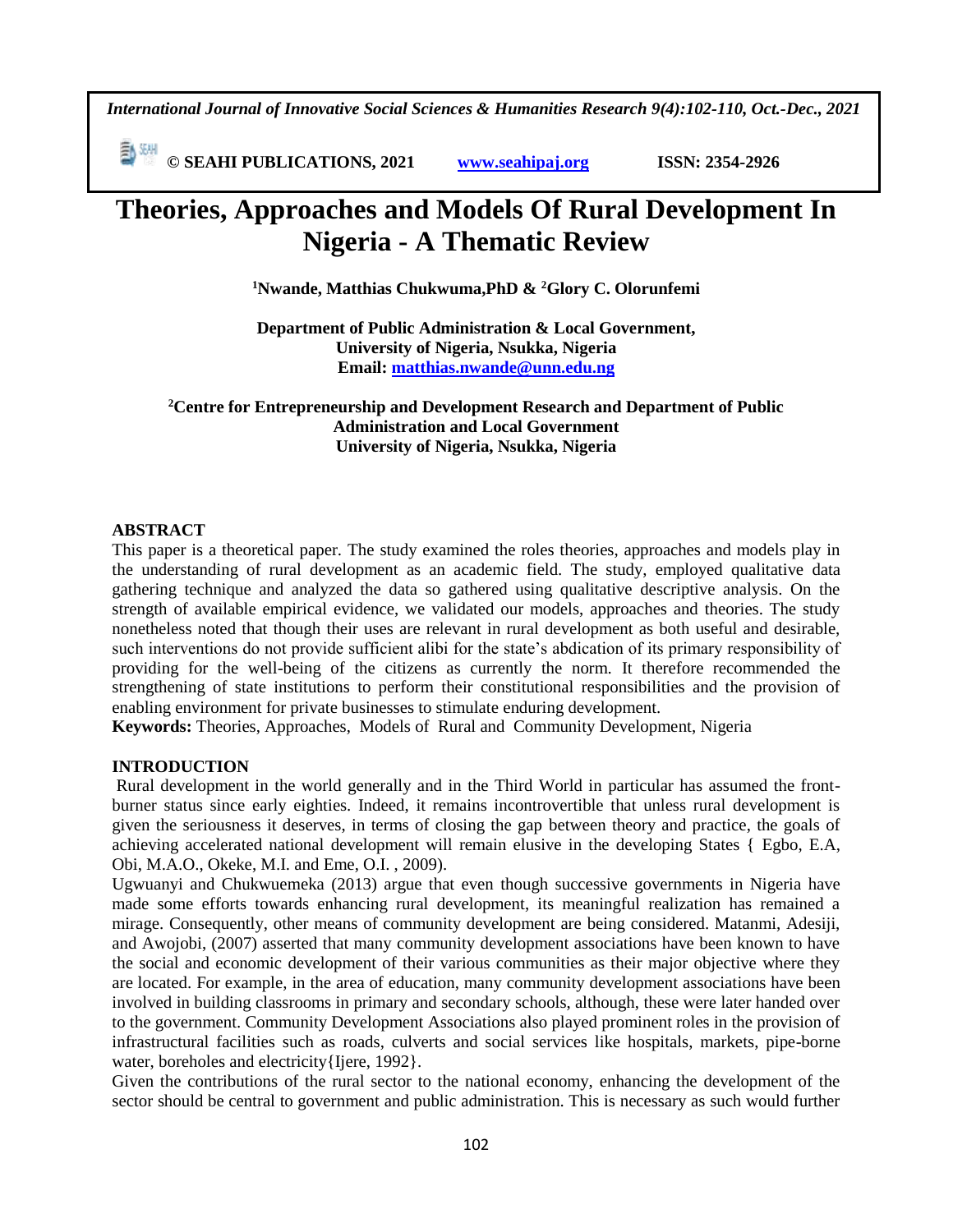# Theories, Approaches and Models Of Rural Development In Nigeria - A Thematic Review

**[1]Nwande, Matthias Chukwuma,PhD & [2]Glory C. Olorunfemi**

**Department of Public Administration & Local Government,**
**University of Nigeria, Nsukka, Nigeria**
**Email: matthias.nwande@unn.edu.ng**

**[2]Centre for Entrepreneurship and Development Research and Department of Public Administration and Local Government**
**University of Nigeria, Nsukka, Nigeria**

## ABSTRACT

This paper is a theoretical paper. The study examined the roles theories, approaches and models play in the understanding of rural development as an academic field. The study, employed qualitative data gathering technique and analyzed the data so gathered using qualitative descriptive analysis. On the strength of available empirical evidence, we validated our models, approaches and theories. The study nonetheless noted that though their uses are relevant in rural development as both useful and desirable, such interventions do not provide sufficient alibi for the state's abdication of its primary responsibility of providing for the well-being of the citizens as currently the norm. It therefore recommended the strengthening of state institutions to perform their constitutional responsibilities and the provision of enabling environment for private businesses to stimulate enduring development.

**Keywords:** Theories, Approaches, Models of Rural and Community Development, Nigeria

## INTRODUCTION

Rural development in the world generally and in the Third World in particular has assumed the front-burner status since early eighties. Indeed, it remains incontrovertible that unless rural development is given the seriousness it deserves, in terms of closing the gap between theory and practice, the goals of achieving accelerated national development will remain elusive in the developing States { Egbo, E.A, Obi, M.A.O., Okeke, M.I. and Eme, O.I. , 2009).

Ugwuanyi and Chukwuemeka (2013) argue that even though successive governments in Nigeria have made some efforts towards enhancing rural development, its meaningful realization has remained a mirage. Consequently, other means of community development are being considered. Matanmi, Adesiji, and Awojobi, (2007) asserted that many community development associations have been known to have the social and economic development of their various communities as their major objective where they are located. For example, in the area of education, many community development associations have been involved in building classrooms in primary and secondary schools, although, these were later handed over to the government. Community Development Associations also played prominent roles in the provision of infrastructural facilities such as roads, culverts and social services like hospitals, markets, pipe-borne water, boreholes and electricity{Ijere, 1992}.

Given the contributions of the rural sector to the national economy, enhancing the development of the sector should be central to government and public administration. This is necessary as such would further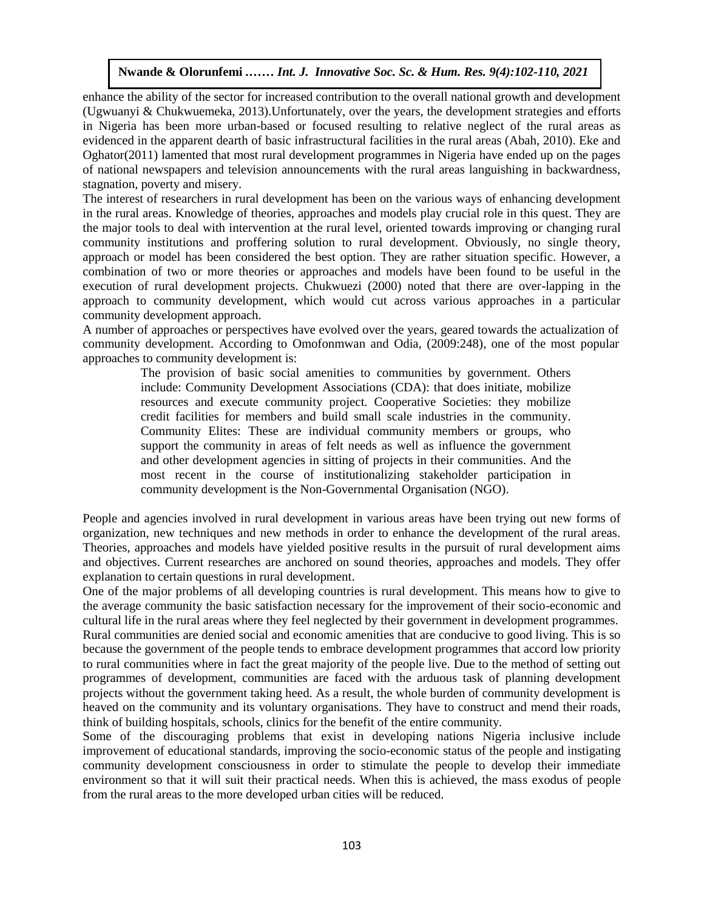enhance the ability of the sector for increased contribution to the overall national growth and development (Ugwuanyi & Chukwuemeka, 2013).Unfortunately, over the years, the development strategies and efforts in Nigeria has been more urban-based or focused resulting to relative neglect of the rural areas as evidenced in the apparent dearth of basic infrastructural facilities in the rural areas (Abah, 2010). Eke and Oghator(2011) lamented that most rural development programmes in Nigeria have ended up on the pages of national newspapers and television announcements with the rural areas languishing in backwardness, stagnation, poverty and misery.

The interest of researchers in rural development has been on the various ways of enhancing development in the rural areas. Knowledge of theories, approaches and models play crucial role in this quest. They are the major tools to deal with intervention at the rural level, oriented towards improving or changing rural community institutions and proffering solution to rural development. Obviously, no single theory, approach or model has been considered the best option. They are rather situation specific. However, a combination of two or more theories or approaches and models have been found to be useful in the execution of rural development projects. Chukwuezi (2000) noted that there are over-lapping in the approach to community development, which would cut across various approaches in a particular community development approach.

A number of approaches or perspectives have evolved over the years, geared towards the actualization of community development. According to Omofonmwan and Odia, (2009:248), one of the most popular approaches to community development is:

> The provision of basic social amenities to communities by government. Others include: Community Development Associations (CDA): that does initiate, mobilize resources and execute community project. Cooperative Societies: they mobilize credit facilities for members and build small scale industries in the community. Community Elites: These are individual community members or groups, who support the community in areas of felt needs as well as influence the government and other development agencies in sitting of projects in their communities. And the most recent in the course of institutionalizing stakeholder participation in community development is the Non-Governmental Organisation (NGO).

People and agencies involved in rural development in various areas have been trying out new forms of organization, new techniques and new methods in order to enhance the development of the rural areas. Theories, approaches and models have yielded positive results in the pursuit of rural development aims and objectives. Current researches are anchored on sound theories, approaches and models. They offer explanation to certain questions in rural development.

One of the major problems of all developing countries is rural development. This means how to give to the average community the basic satisfaction necessary for the improvement of their socio-economic and cultural life in the rural areas where they feel neglected by their government in development programmes.

Rural communities are denied social and economic amenities that are conducive to good living. This is so because the government of the people tends to embrace development programmes that accord low priority to rural communities where in fact the great majority of the people live. Due to the method of setting out programmes of development, communities are faced with the arduous task of planning development projects without the government taking heed. As a result, the whole burden of community development is heaved on the community and its voluntary organisations. They have to construct and mend their roads, think of building hospitals, schools, clinics for the benefit of the entire community.

Some of the discouraging problems that exist in developing nations Nigeria inclusive include improvement of educational standards, improving the socio-economic status of the people and instigating community development consciousness in order to stimulate the people to develop their immediate environment so that it will suit their practical needs. When this is achieved, the mass exodus of people from the rural areas to the more developed urban cities will be reduced.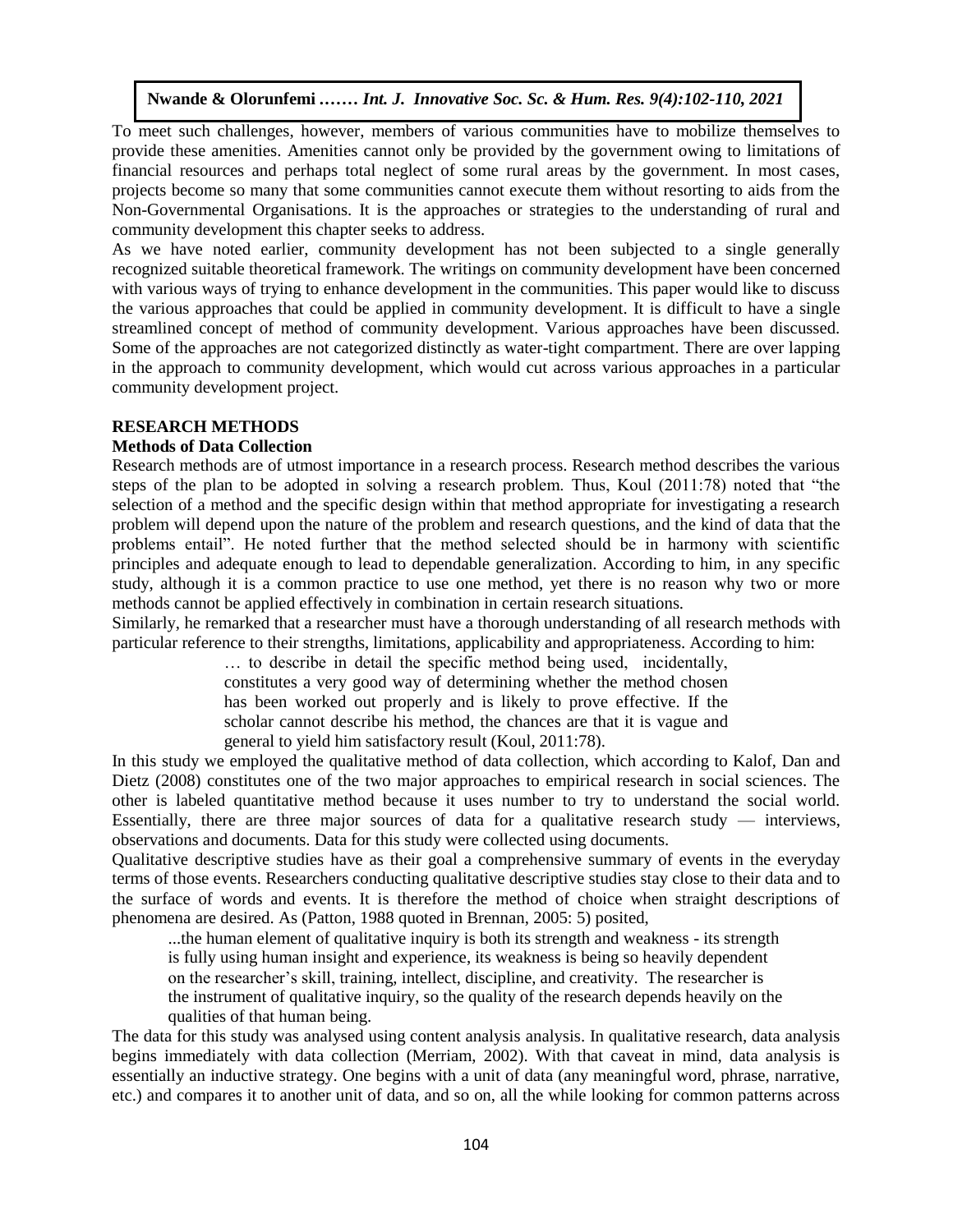To meet such challenges, however, members of various communities have to mobilize themselves to provide these amenities. Amenities cannot only be provided by the government owing to limitations of financial resources and perhaps total neglect of some rural areas by the government. In most cases, projects become so many that some communities cannot execute them without resorting to aids from the Non-Governmental Organisations. It is the approaches or strategies to the understanding of rural and community development this chapter seeks to address.

As we have noted earlier, community development has not been subjected to a single generally recognized suitable theoretical framework. The writings on community development have been concerned with various ways of trying to enhance development in the communities. This paper would like to discuss the various approaches that could be applied in community development. It is difficult to have a single streamlined concept of method of community development. Various approaches have been discussed. Some of the approaches are not categorized distinctly as water-tight compartment. There are over lapping in the approach to community development, which would cut across various approaches in a particular community development project.

## RESEARCH METHODS

### Methods of Data Collection

Research methods are of utmost importance in a research process. Research method describes the various steps of the plan to be adopted in solving a research problem. Thus, Koul (2011:78) noted that "the selection of a method and the specific design within that method appropriate for investigating a research problem will depend upon the nature of the problem and research questions, and the kind of data that the problems entail". He noted further that the method selected should be in harmony with scientific principles and adequate enough to lead to dependable generalization. According to him, in any specific study, although it is a common practice to use one method, yet there is no reason why two or more methods cannot be applied effectively in combination in certain research situations.

Similarly, he remarked that a researcher must have a thorough understanding of all research methods with particular reference to their strengths, limitations, applicability and appropriateness. According to him:

> … to describe in detail the specific method being used, incidentally, constitutes a very good way of determining whether the method chosen has been worked out properly and is likely to prove effective. If the scholar cannot describe his method, the chances are that it is vague and general to yield him satisfactory result (Koul, 2011:78).

In this study we employed the qualitative method of data collection, which according to Kalof, Dan and Dietz (2008) constitutes one of the two major approaches to empirical research in social sciences. The other is labeled quantitative method because it uses number to try to understand the social world. Essentially, there are three major sources of data for a qualitative research study — interviews, observations and documents. Data for this study were collected using documents.

Qualitative descriptive studies have as their goal a comprehensive summary of events in the everyday terms of those events. Researchers conducting qualitative descriptive studies stay close to their data and to the surface of words and events. It is therefore the method of choice when straight descriptions of phenomena are desired. As (Patton, 1988 quoted in Brennan, 2005: 5) posited,

> ...the human element of qualitative inquiry is both its strength and weakness - its strength is fully using human insight and experience, its weakness is being so heavily dependent on the researcher's skill, training, intellect, discipline, and creativity. The researcher is the instrument of qualitative inquiry, so the quality of the research depends heavily on the qualities of that human being.

The data for this study was analysed using content analysis analysis. In qualitative research, data analysis begins immediately with data collection (Merriam, 2002). With that caveat in mind, data analysis is essentially an inductive strategy. One begins with a unit of data (any meaningful word, phrase, narrative, etc.) and compares it to another unit of data, and so on, all the while looking for common patterns across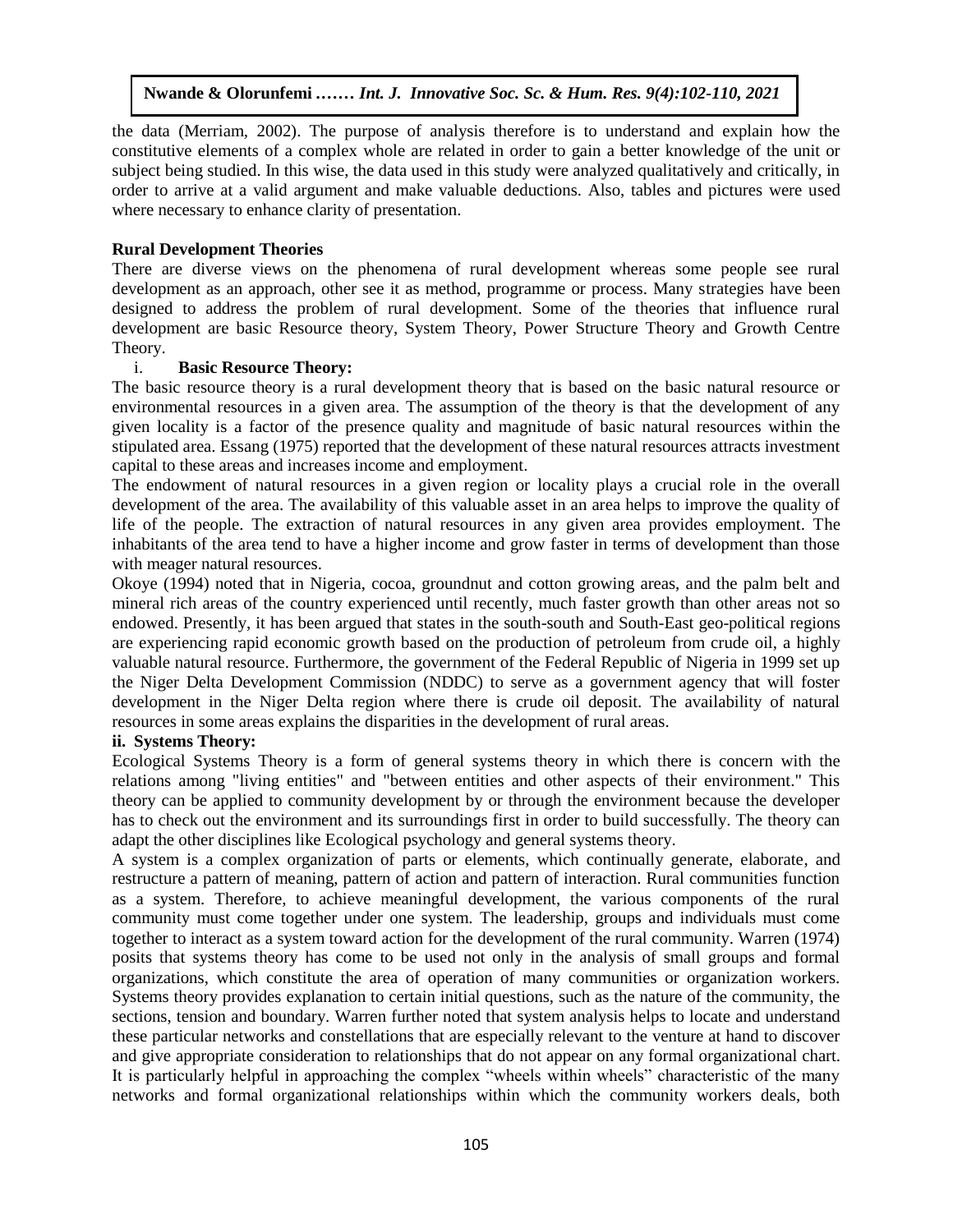the data (Merriam, 2002). The purpose of analysis therefore is to understand and explain how the constitutive elements of a complex whole are related in order to gain a better knowledge of the unit or subject being studied. In this wise, the data used in this study were analyzed qualitatively and critically, in order to arrive at a valid argument and make valuable deductions. Also, tables and pictures were used where necessary to enhance clarity of presentation.

**Rural Development Theories**

There are diverse views on the phenomena of rural development whereas some people see rural development as an approach, other see it as method, programme or process. Many strategies have been designed to address the problem of rural development. Some of the theories that influence rural development are basic Resource theory, System Theory, Power Structure Theory and Growth Centre Theory.

i. **Basic Resource Theory:**

The basic resource theory is a rural development theory that is based on the basic natural resource or environmental resources in a given area. The assumption of the theory is that the development of any given locality is a factor of the presence quality and magnitude of basic natural resources within the stipulated area. Essang (1975) reported that the development of these natural resources attracts investment capital to these areas and increases income and employment.

The endowment of natural resources in a given region or locality plays a crucial role in the overall development of the area. The availability of this valuable asset in an area helps to improve the quality of life of the people. The extraction of natural resources in any given area provides employment. The inhabitants of the area tend to have a higher income and grow faster in terms of development than those with meager natural resources.

Okoye (1994) noted that in Nigeria, cocoa, groundnut and cotton growing areas, and the palm belt and mineral rich areas of the country experienced until recently, much faster growth than other areas not so endowed. Presently, it has been argued that states in the south-south and South-East geo-political regions are experiencing rapid economic growth based on the production of petroleum from crude oil, a highly valuable natural resource. Furthermore, the government of the Federal Republic of Nigeria in 1999 set up the Niger Delta Development Commission (NDDC) to serve as a government agency that will foster development in the Niger Delta region where there is crude oil deposit. The availability of natural resources in some areas explains the disparities in the development of rural areas.

**ii. Systems Theory:**

Ecological Systems Theory is a form of general systems theory in which there is concern with the relations among "living entities" and "between entities and other aspects of their environment." This theory can be applied to community development by or through the environment because the developer has to check out the environment and its surroundings first in order to build successfully. The theory can adapt the other disciplines like Ecological psychology and general systems theory.

A system is a complex organization of parts or elements, which continually generate, elaborate, and restructure a pattern of meaning, pattern of action and pattern of interaction. Rural communities function as a system. Therefore, to achieve meaningful development, the various components of the rural community must come together under one system. The leadership, groups and individuals must come together to interact as a system toward action for the development of the rural community. Warren (1974) posits that systems theory has come to be used not only in the analysis of small groups and formal organizations, which constitute the area of operation of many communities or organization workers. Systems theory provides explanation to certain initial questions, such as the nature of the community, the sections, tension and boundary. Warren further noted that system analysis helps to locate and understand these particular networks and constellations that are especially relevant to the venture at hand to discover and give appropriate consideration to relationships that do not appear on any formal organizational chart. It is particularly helpful in approaching the complex "wheels within wheels" characteristic of the many networks and formal organizational relationships within which the community workers deals, both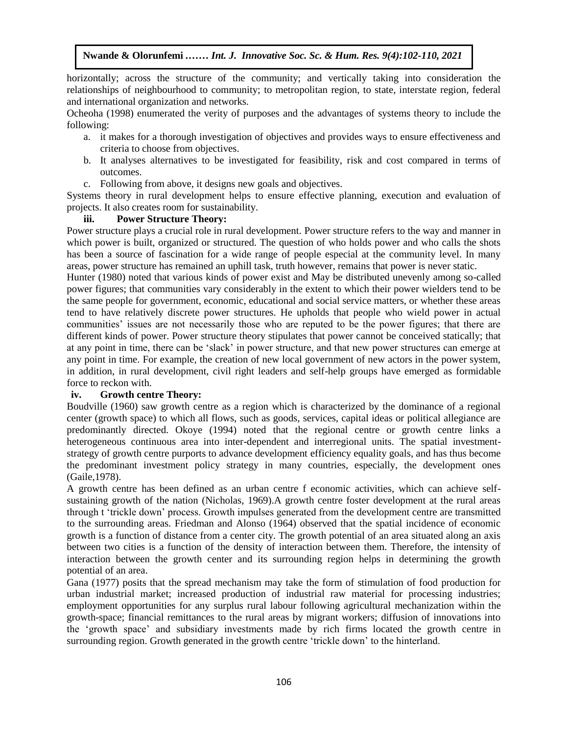horizontally; across the structure of the community; and vertically taking into consideration the relationships of neighbourhood to community; to metropolitan region, to state, interstate region, federal and international organization and networks.

Ocheoha (1998) enumerated the verity of purposes and the advantages of systems theory to include the following:

a. it makes for a thorough investigation of objectives and provides ways to ensure effectiveness and criteria to choose from objectives.
b. It analyses alternatives to be investigated for feasibility, risk and cost compared in terms of outcomes.
c. Following from above, it designs new goals and objectives.

Systems theory in rural development helps to ensure effective planning, execution and evaluation of projects. It also creates room for sustainability.

### iii. Power Structure Theory:

Power structure plays a crucial role in rural development. Power structure refers to the way and manner in which power is built, organized or structured. The question of who holds power and who calls the shots has been a source of fascination for a wide range of people especial at the community level. In many areas, power structure has remained an uphill task, truth however, remains that power is never static.

Hunter (1980) noted that various kinds of power exist and May be distributed unevenly among so-called power figures; that communities vary considerably in the extent to which their power wielders tend to be the same people for government, economic, educational and social service matters, or whether these areas tend to have relatively discrete power structures. He upholds that people who wield power in actual communities' issues are not necessarily those who are reputed to be the power figures; that there are different kinds of power. Power structure theory stipulates that power cannot be conceived statically; that at any point in time, there can be 'slack' in power structure, and that new power structures can emerge at any point in time. For example, the creation of new local government of new actors in the power system, in addition, in rural development, civil right leaders and self-help groups have emerged as formidable force to reckon with.

### iv. Growth centre Theory:

Boudville (1960) saw growth centre as a region which is characterized by the dominance of a regional center (growth space) to which all flows, such as goods, services, capital ideas or political allegiance are predominantly directed. Okoye (1994) noted that the regional centre or growth centre links a heterogeneous continuous area into inter-dependent and interregional units. The spatial investment-strategy of growth centre purports to advance development efficiency equality goals, and has thus become the predominant investment policy strategy in many countries, especially, the development ones (Gaile,1978).

A growth centre has been defined as an urban centre f economic activities, which can achieve self-sustaining growth of the nation (Nicholas, 1969).A growth centre foster development at the rural areas through t 'trickle down' process. Growth impulses generated from the development centre are transmitted to the surrounding areas. Friedman and Alonso (1964) observed that the spatial incidence of economic growth is a function of distance from a center city. The growth potential of an area situated along an axis between two cities is a function of the density of interaction between them. Therefore, the intensity of interaction between the growth center and its surrounding region helps in determining the growth potential of an area.

Gana (1977) posits that the spread mechanism may take the form of stimulation of food production for urban industrial market; increased production of industrial raw material for processing industries; employment opportunities for any surplus rural labour following agricultural mechanization within the growth-space; financial remittances to the rural areas by migrant workers; diffusion of innovations into the 'growth space' and subsidiary investments made by rich firms located the growth centre in surrounding region. Growth generated in the growth centre 'trickle down' to the hinterland.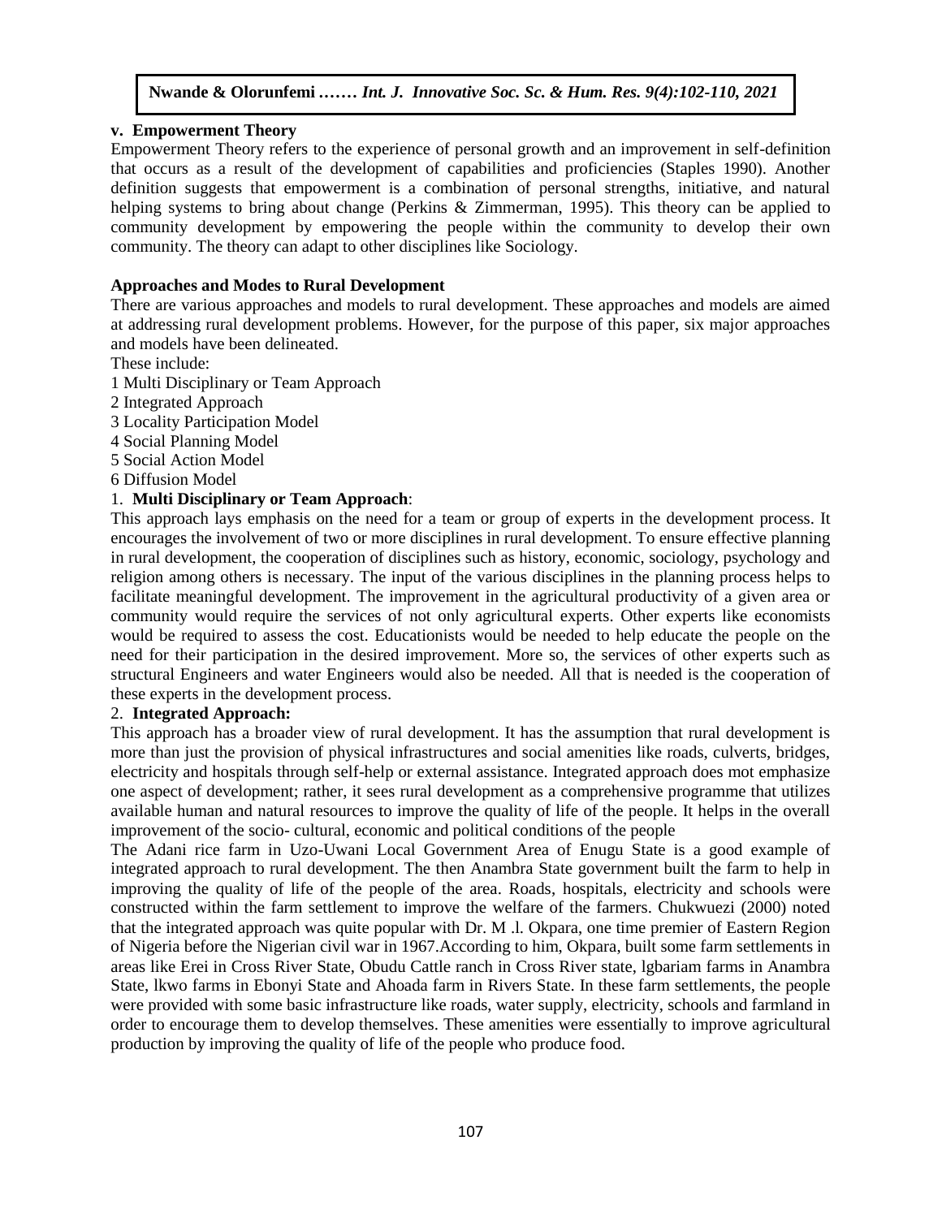**v. Empowerment Theory**

Empowerment Theory refers to the experience of personal growth and an improvement in self-definition that occurs as a result of the development of capabilities and proficiencies (Staples 1990). Another definition suggests that empowerment is a combination of personal strengths, initiative, and natural helping systems to bring about change (Perkins & Zimmerman, 1995). This theory can be applied to community development by empowering the people within the community to develop their own community. The theory can adapt to other disciplines like Sociology.

**Approaches and Modes to Rural Development**

There are various approaches and models to rural development. These approaches and models are aimed at addressing rural development problems. However, for the purpose of this paper, six major approaches and models have been delineated.

These include:

1 Multi Disciplinary or Team Approach
2 Integrated Approach
3 Locality Participation Model
4 Social Planning Model
5 Social Action Model
6 Diffusion Model

1. **Multi Disciplinary or Team Approach**:

This approach lays emphasis on the need for a team or group of experts in the development process. It encourages the involvement of two or more disciplines in rural development. To ensure effective planning in rural development, the cooperation of disciplines such as history, economic, sociology, psychology and religion among others is necessary. The input of the various disciplines in the planning process helps to facilitate meaningful development. The improvement in the agricultural productivity of a given area or community would require the services of not only agricultural experts. Other experts like economists would be required to assess the cost. Educationists would be needed to help educate the people on the need for their participation in the desired improvement. More so, the services of other experts such as structural Engineers and water Engineers would also be needed. All that is needed is the cooperation of these experts in the development process.

2. **Integrated Approach:**

This approach has a broader view of rural development. It has the assumption that rural development is more than just the provision of physical infrastructures and social amenities like roads, culverts, bridges, electricity and hospitals through self-help or external assistance. Integrated approach does mot emphasize one aspect of development; rather, it sees rural development as a comprehensive programme that utilizes available human and natural resources to improve the quality of life of the people. It helps in the overall improvement of the socio- cultural, economic and political conditions of the people

The Adani rice farm in Uzo-Uwani Local Government Area of Enugu State is a good example of integrated approach to rural development. The then Anambra State government built the farm to help in improving the quality of life of the people of the area. Roads, hospitals, electricity and schools were constructed within the farm settlement to improve the welfare of the farmers. Chukwuezi (2000) noted that the integrated approach was quite popular with Dr. M .l. Okpara, one time premier of Eastern Region of Nigeria before the Nigerian civil war in 1967.According to him, Okpara, built some farm settlements in areas like Erei in Cross River State, Obudu Cattle ranch in Cross River state, lgbariam farms in Anambra State, lkwo farms in Ebonyi State and Ahoada farm in Rivers State. In these farm settlements, the people were provided with some basic infrastructure like roads, water supply, electricity, schools and farmland in order to encourage them to develop themselves. These amenities were essentially to improve agricultural production by improving the quality of life of the people who produce food.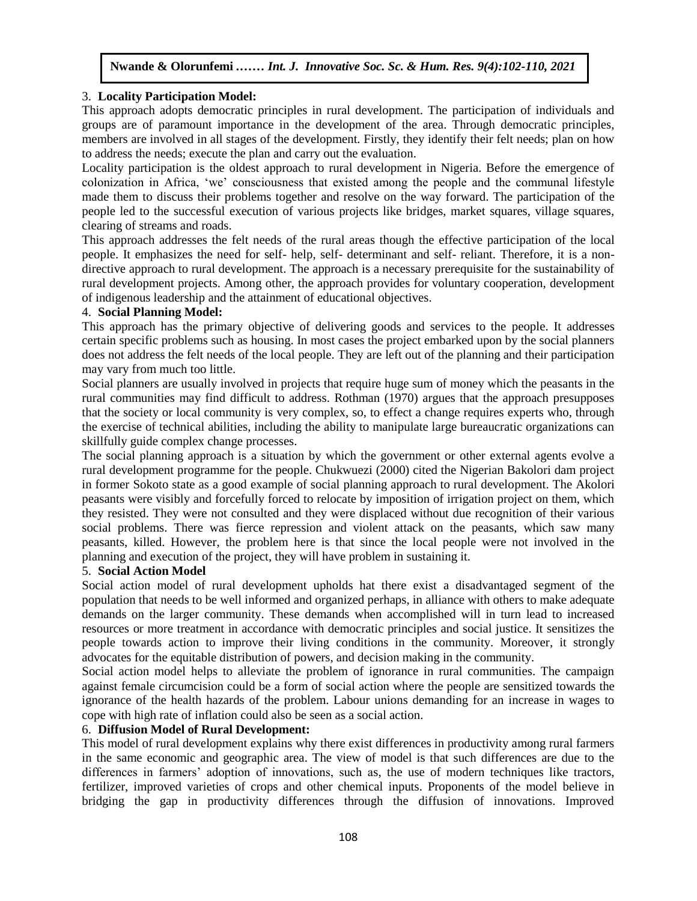### 3. Locality Participation Model:

This approach adopts democratic principles in rural development. The participation of individuals and groups are of paramount importance in the development of the area. Through democratic principles, members are involved in all stages of the development. Firstly, they identify their felt needs; plan on how to address the needs; execute the plan and carry out the evaluation.

Locality participation is the oldest approach to rural development in Nigeria. Before the emergence of colonization in Africa, 'we' consciousness that existed among the people and the communal lifestyle made them to discuss their problems together and resolve on the way forward. The participation of the people led to the successful execution of various projects like bridges, market squares, village squares, clearing of streams and roads.

This approach addresses the felt needs of the rural areas though the effective participation of the local people. It emphasizes the need for self- help, self- determinant and self- reliant. Therefore, it is a non-directive approach to rural development. The approach is a necessary prerequisite for the sustainability of rural development projects. Among other, the approach provides for voluntary cooperation, development of indigenous leadership and the attainment of educational objectives.

### 4. Social Planning Model:

This approach has the primary objective of delivering goods and services to the people. It addresses certain specific problems such as housing. In most cases the project embarked upon by the social planners does not address the felt needs of the local people. They are left out of the planning and their participation may vary from much too little.

Social planners are usually involved in projects that require huge sum of money which the peasants in the rural communities may find difficult to address. Rothman (1970) argues that the approach presupposes that the society or local community is very complex, so, to effect a change requires experts who, through the exercise of technical abilities, including the ability to manipulate large bureaucratic organizations can skillfully guide complex change processes.

The social planning approach is a situation by which the government or other external agents evolve a rural development programme for the people. Chukwuezi (2000) cited the Nigerian Bakolori dam project in former Sokoto state as a good example of social planning approach to rural development. The Akolori peasants were visibly and forcefully forced to relocate by imposition of irrigation project on them, which they resisted. They were not consulted and they were displaced without due recognition of their various social problems. There was fierce repression and violent attack on the peasants, which saw many peasants, killed. However, the problem here is that since the local people were not involved in the planning and execution of the project, they will have problem in sustaining it.

### 5. Social Action Model

Social action model of rural development upholds hat there exist a disadvantaged segment of the population that needs to be well informed and organized perhaps, in alliance with others to make adequate demands on the larger community. These demands when accomplished will in turn lead to increased resources or more treatment in accordance with democratic principles and social justice. It sensitizes the people towards action to improve their living conditions in the community. Moreover, it strongly advocates for the equitable distribution of powers, and decision making in the community.

Social action model helps to alleviate the problem of ignorance in rural communities. The campaign against female circumcision could be a form of social action where the people are sensitized towards the ignorance of the health hazards of the problem. Labour unions demanding for an increase in wages to cope with high rate of inflation could also be seen as a social action.

### 6. Diffusion Model of Rural Development:

This model of rural development explains why there exist differences in productivity among rural farmers in the same economic and geographic area. The view of model is that such differences are due to the differences in farmers' adoption of innovations, such as, the use of modern techniques like tractors, fertilizer, improved varieties of crops and other chemical inputs. Proponents of the model believe in bridging the gap in productivity differences through the diffusion of innovations. Improved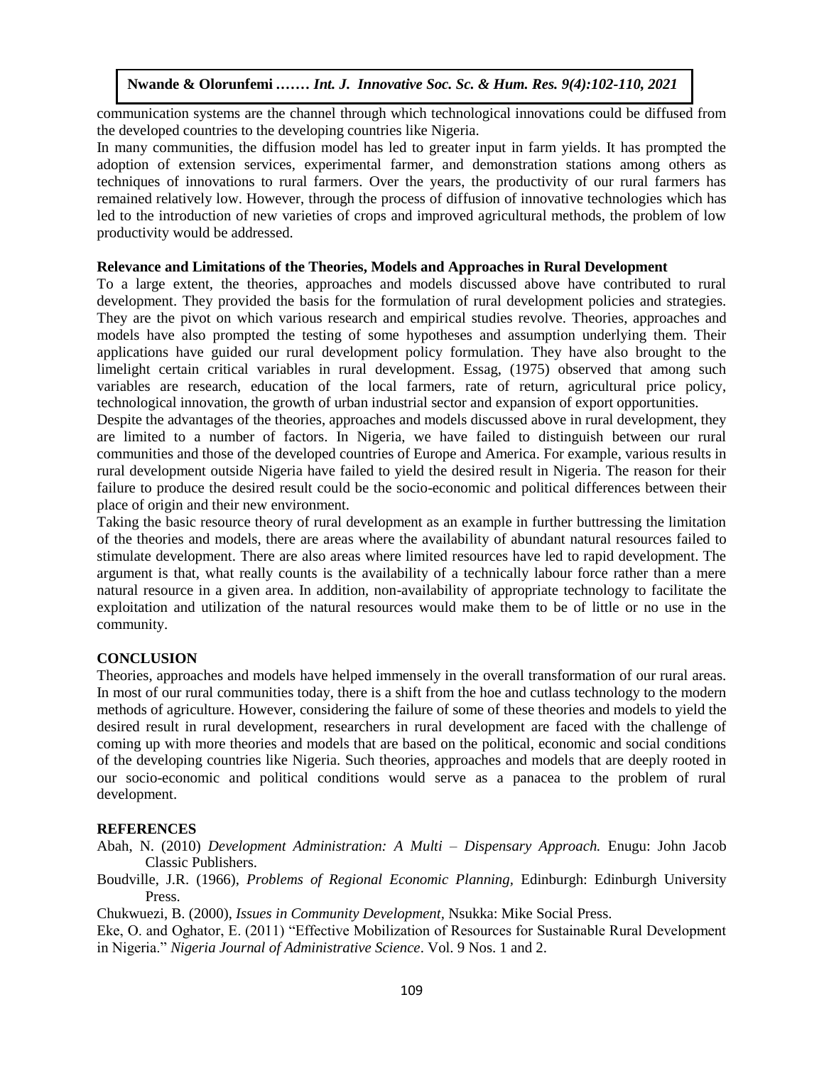communication systems are the channel through which technological innovations could be diffused from the developed countries to the developing countries like Nigeria.

In many communities, the diffusion model has led to greater input in farm yields. It has prompted the adoption of extension services, experimental farmer, and demonstration stations among others as techniques of innovations to rural farmers. Over the years, the productivity of our rural farmers has remained relatively low. However, through the process of diffusion of innovative technologies which has led to the introduction of new varieties of crops and improved agricultural methods, the problem of low productivity would be addressed.

**Relevance and Limitations of the Theories, Models and Approaches in Rural Development**

To a large extent, the theories, approaches and models discussed above have contributed to rural development. They provided the basis for the formulation of rural development policies and strategies. They are the pivot on which various research and empirical studies revolve. Theories, approaches and models have also prompted the testing of some hypotheses and assumption underlying them. Their applications have guided our rural development policy formulation. They have also brought to the limelight certain critical variables in rural development. Essag, (1975) observed that among such variables are research, education of the local farmers, rate of return, agricultural price policy, technological innovation, the growth of urban industrial sector and expansion of export opportunities.

Despite the advantages of the theories, approaches and models discussed above in rural development, they are limited to a number of factors. In Nigeria, we have failed to distinguish between our rural communities and those of the developed countries of Europe and America. For example, various results in rural development outside Nigeria have failed to yield the desired result in Nigeria. The reason for their failure to produce the desired result could be the socio-economic and political differences between their place of origin and their new environment.

Taking the basic resource theory of rural development as an example in further buttressing the limitation of the theories and models, there are areas where the availability of abundant natural resources failed to stimulate development. There are also areas where limited resources have led to rapid development. The argument is that, what really counts is the availability of a technically labour force rather than a mere natural resource in a given area. In addition, non-availability of appropriate technology to facilitate the exploitation and utilization of the natural resources would make them to be of little or no use in the community.

## CONCLUSION

Theories, approaches and models have helped immensely in the overall transformation of our rural areas. In most of our rural communities today, there is a shift from the hoe and cutlass technology to the modern methods of agriculture. However, considering the failure of some of these theories and models to yield the desired result in rural development, researchers in rural development are faced with the challenge of coming up with more theories and models that are based on the political, economic and social conditions of the developing countries like Nigeria. Such theories, approaches and models that are deeply rooted in our socio-economic and political conditions would serve as a panacea to the problem of rural development.

## REFERENCES

Abah, N. (2010) *Development Administration: A Multi – Dispensary Approach.* Enugu: John Jacob Classic Publishers.

Boudville, J.R. (1966), *Problems of Regional Economic Planning*, Edinburgh: Edinburgh University Press.

Chukwuezi, B. (2000), *Issues in Community Development*, Nsukka: Mike Social Press.

Eke, O. and Oghator, E. (2011) "Effective Mobilization of Resources for Sustainable Rural Development in Nigeria." *Nigeria Journal of Administrative Science*. Vol. 9 Nos. 1 and 2.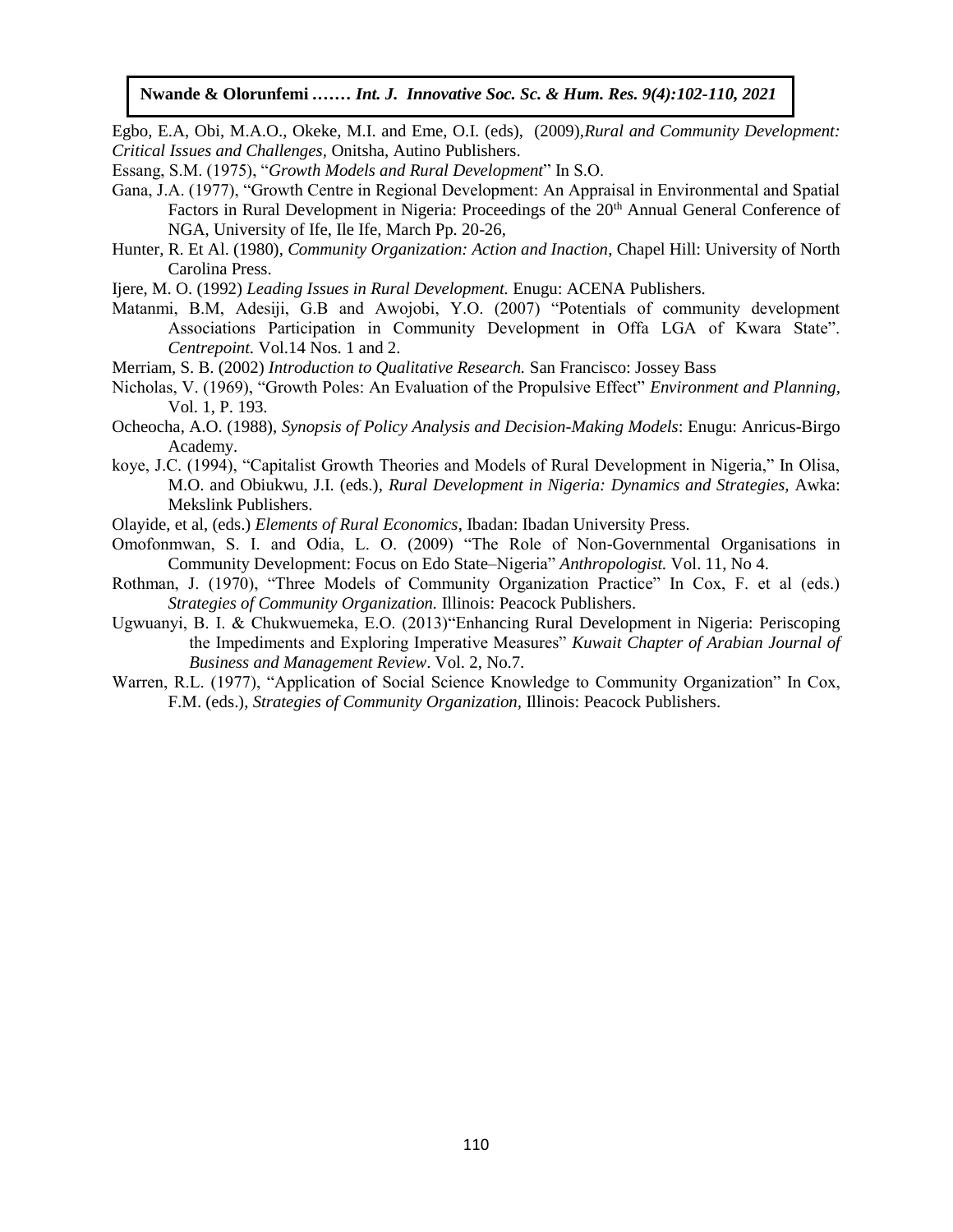Egbo, E.A, Obi, M.A.O., Okeke, M.I. and Eme, O.I. (eds), (2009),*Rural and Community Development: Critical Issues and Challenges,* Onitsha, Autino Publishers.

Essang, S.M. (1975), "*Growth Models and Rural Development*" In S.O.

Gana, J.A. (1977), "Growth Centre in Regional Development: An Appraisal in Environmental and Spatial Factors in Rural Development in Nigeria: Proceedings of the 20th Annual General Conference of NGA, University of Ife, Ile Ife, March Pp. 20-26,

Hunter, R. Et Al. (1980), *Community Organization: Action and Inaction,* Chapel Hill: University of North Carolina Press.

Ijere, M. O. (1992) *Leading Issues in Rural Development.* Enugu: ACENA Publishers.

Matanmi, B.M, Adesiji, G.B and Awojobi, Y.O. (2007) "Potentials of community development Associations Participation in Community Development in Offa LGA of Kwara State". *Centrepoint.* Vol.14 Nos. 1 and 2.

Merriam, S. B. (2002) *Introduction to Qualitative Research.* San Francisco: Jossey Bass

Nicholas, V. (1969), "Growth Poles: An Evaluation of the Propulsive Effect" *Environment and Planning,* Vol. 1, P. 193.

Ocheocha, A.O. (1988), *Synopsis of Policy Analysis and Decision-Making Models*: Enugu: Anricus-Birgo Academy.

koye, J.C. (1994), "Capitalist Growth Theories and Models of Rural Development in Nigeria," In Olisa, M.O. and Obiukwu, J.I. (eds.), *Rural Development in Nigeria: Dynamics and Strategies,* Awka: Mekslink Publishers.

Olayide, et al, (eds.) *Elements of Rural Economics,* Ibadan: Ibadan University Press.

Omofonmwan, S. I. and Odia, L. O. (2009) "The Role of Non-Governmental Organisations in Community Development: Focus on Edo State–Nigeria" *Anthropologist.* Vol. 11, No 4.

Rothman, J. (1970), "Three Models of Community Organization Practice" In Cox, F. et al (eds.) *Strategies of Community Organization.* Illinois: Peacock Publishers.

Ugwuanyi, B. I. & Chukwuemeka, E.O. (2013)"Enhancing Rural Development in Nigeria: Periscoping the Impediments and Exploring Imperative Measures" *Kuwait Chapter of Arabian Journal of Business and Management Review*. Vol. 2, No.7.

Warren, R.L. (1977), "Application of Social Science Knowledge to Community Organization" In Cox, F.M. (eds.), *Strategies of Community Organization,* Illinois: Peacock Publishers.